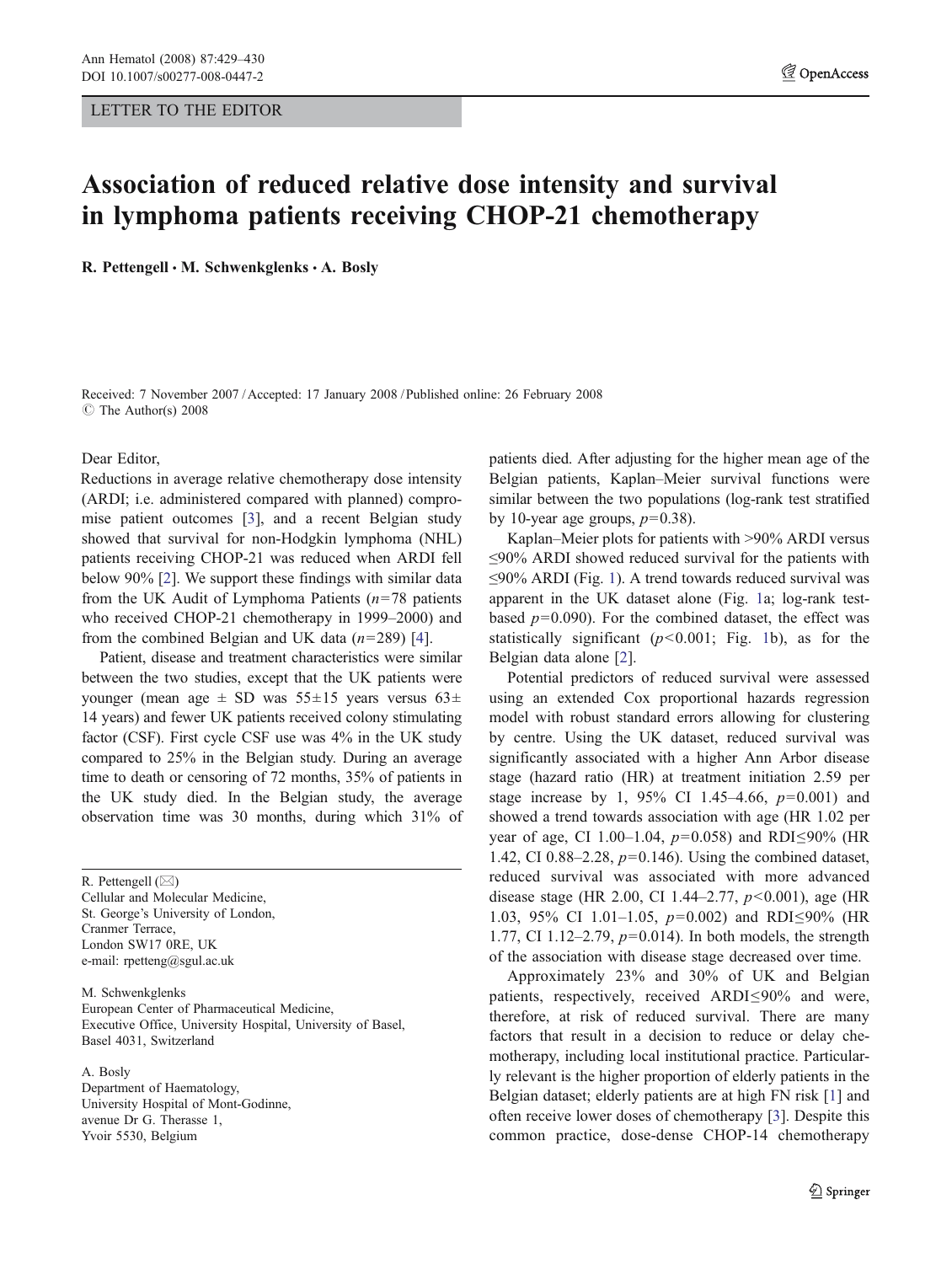LETTER TO THE EDITOR

# Association of reduced relative dose intensity and survival in lymphoma patients receiving CHOP-21 chemotherapy

**R. Pettengell · M. Schwenkglenks · A. Bosly**

Received: 7 November 2007 / Accepted: 17 January 2008 / Published online: 26 February 2008
© The Author(s) 2008

Dear Editor,

Reductions in average relative chemotherapy dose intensity (ARDI; i.e. administered compared with planned) compromise patient outcomes [3], and a recent Belgian study showed that survival for non-Hodgkin lymphoma (NHL) patients receiving CHOP-21 was reduced when ARDI fell below 90% [2]. We support these findings with similar data from the UK Audit of Lymphoma Patients ($n=78$ patients who received CHOP-21 chemotherapy in 1999–2000) and from the combined Belgian and UK data ($n=289$) [4].

Patient, disease and treatment characteristics were similar between the two studies, except that the UK patients were younger (mean age ± SD was 55±15 years versus 63±14 years) and fewer UK patients received colony stimulating factor (CSF). First cycle CSF use was 4% in the UK study compared to 25% in the Belgian study. During an average time to death or censoring of 72 months, 35% of patients in the UK study died. In the Belgian study, the average observation time was 30 months, during which 31% of patients died. After adjusting for the higher mean age of the Belgian patients, Kaplan–Meier survival functions were similar between the two populations (log-rank test stratified by 10-year age groups, $p=0.38$).

Kaplan–Meier plots for patients with >90% ARDI versus ≤90% ARDI showed reduced survival for the patients with ≤90% ARDI (Fig. 1). A trend towards reduced survival was apparent in the UK dataset alone (Fig. 1a; log-rank test-based $p=0.090$). For the combined dataset, the effect was statistically significant ($p<0.001$; Fig. 1b), as for the Belgian data alone [2].

Potential predictors of reduced survival were assessed using an extended Cox proportional hazards regression model with robust standard errors allowing for clustering by centre. Using the UK dataset, reduced survival was significantly associated with a higher Ann Arbor disease stage (hazard ratio (HR) at treatment initiation 2.59 per stage increase by 1, 95% CI 1.45–4.66, $p=0.001$) and showed a trend towards association with age (HR 1.02 per year of age, CI 1.00–1.04, $p=0.058$) and RDI≤90% (HR 1.42, CI 0.88–2.28, $p=0.146$). Using the combined dataset, reduced survival was associated with more advanced disease stage (HR 2.00, CI 1.44–2.77, $p<0.001$), age (HR 1.03, 95% CI 1.01–1.05, $p=0.002$) and RDI≤90% (HR 1.77, CI 1.12–2.79, $p=0.014$). In both models, the strength of the association with disease stage decreased over time.

Approximately 23% and 30% of UK and Belgian patients, respectively, received ARDI≤90% and were, therefore, at risk of reduced survival. There are many factors that result in a decision to reduce or delay chemotherapy, including local institutional practice. Particularly relevant is the higher proportion of elderly patients in the Belgian dataset; elderly patients are at high FN risk [1] and often receive lower doses of chemotherapy [3]. Despite this common practice, dose-dense CHOP-14 chemotherapy

R. Pettengell (✉)
Cellular and Molecular Medicine,
St. George's University of London,
Cranmer Terrace,
London SW17 0RE, UK
e-mail: rpetteng@sgul.ac.uk

M. Schwenkglenks
European Center of Pharmaceutical Medicine,
Executive Office, University Hospital, University of Basel,
Basel 4031, Switzerland

A. Bosly
Department of Haematology,
University Hospital of Mont-Godinne,
avenue Dr G. Therasse 1,
Yvoir 5530, Belgium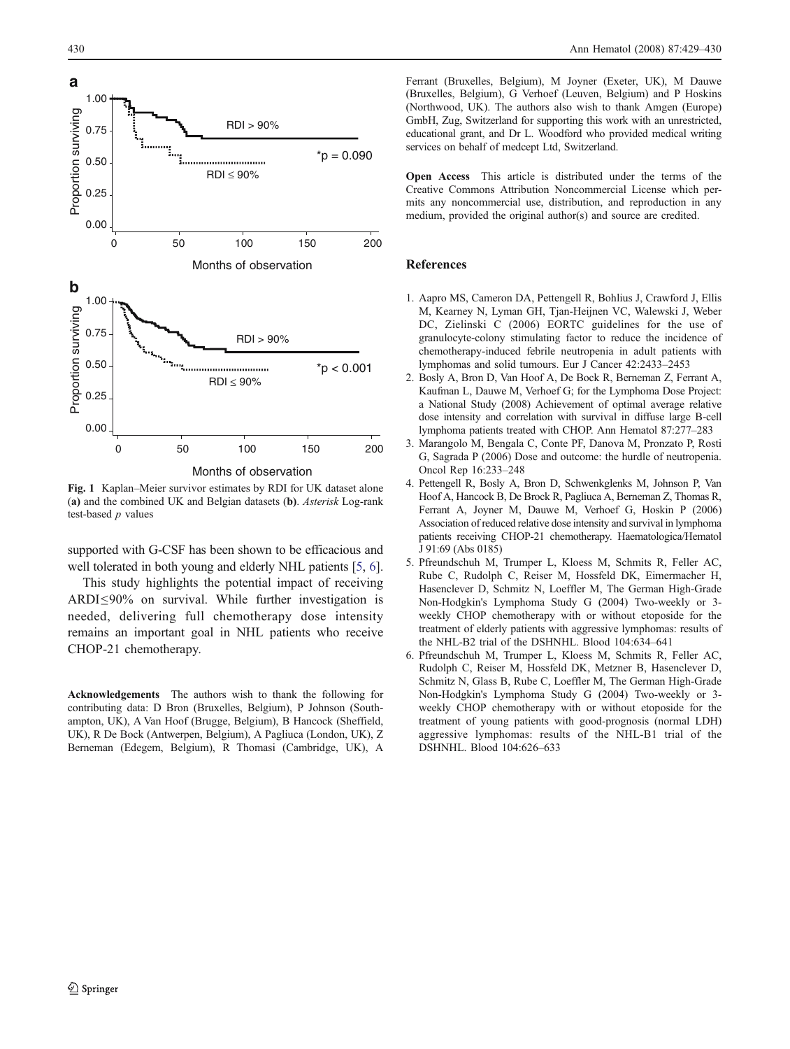a

Proportion surviving

1.00

0.75

0.50

0.25

0.00

0 50 100 150 200

Months of observation

RDI > 90%

RDI ≤ 90%

*p = 0.090

b

Proportion surviving

1.00

0.75

0.50

0.25

0.00

0 50 100 150 200

Months of observation

RDI > 90%

RDI ≤ 90%

*p < 0.001

**Fig. 1** Kaplan–Meier survivor estimates by RDI for UK dataset alone (**a**) and the combined UK and Belgian datasets (**b**). *Asterisk* Log-rank test-based *p* values

supported with G-CSF has been shown to be efficacious and well tolerated in both young and elderly NHL patients [5, 6].

This study highlights the potential impact of receiving ARDI≤90% on survival. While further investigation is needed, delivering full chemotherapy dose intensity remains an important goal in NHL patients who receive CHOP-21 chemotherapy.

**Acknowledgements** The authors wish to thank the following for contributing data: D Bron (Bruxelles, Belgium), P Johnson (Southampton, UK), A Van Hoof (Brugge, Belgium), B Hancock (Sheffield, UK), R De Bock (Antwerpen, Belgium), A Pagliuca (London, UK), Z Berneman (Edegem, Belgium), R Thomasi (Cambridge, UK), A Ferrant (Bruxelles, Belgium), M Joyner (Exeter, UK), M Dauwe (Bruxelles, Belgium), G Verhoef (Leuven, Belgium) and P Hoskins (Northwood, UK). The authors also wish to thank Amgen (Europe) GmbH, Zug, Switzerland for supporting this work with an unrestricted, educational grant, and Dr L. Woodford who provided medical writing services on behalf of medcept Ltd, Switzerland.

**Open Access** This article is distributed under the terms of the Creative Commons Attribution Noncommercial License which permits any noncommercial use, distribution, and reproduction in any medium, provided the original author(s) and source are credited.

## References

1. Aapro MS, Cameron DA, Pettengell R, Bohlius J, Crawford J, Ellis M, Kearney N, Lyman GH, Tjan-Heijnen VC, Walewski J, Weber DC, Zielinski C (2006) EORTC guidelines for the use of granulocyte-colony stimulating factor to reduce the incidence of chemotherapy-induced febrile neutropenia in adult patients with lymphomas and solid tumours. Eur J Cancer 42:2433–2453
2. Bosly A, Bron D, Van Hoof A, De Bock R, Berneman Z, Ferrant A, Kaufman L, Dauwe M, Verhoef G; for the Lymphoma Dose Project: a National Study (2008) Achievement of optimal average relative dose intensity and correlation with survival in diffuse large B-cell lymphoma patients treated with CHOP. Ann Hematol 87:277–283
3. Marangolo M, Bengala C, Conte PF, Danova M, Pronzato P, Rosti G, Sagrada P (2006) Dose and outcome: the hurdle of neutropenia. Oncol Rep 16:233–248
4. Pettengell R, Bosly A, Bron D, Schwenkglenks M, Johnson P, Van Hoof A, Hancock B, De Brock R, Pagliuca A, Berneman Z, Thomas R, Ferrant A, Joyner M, Dauwe M, Verhoef G, Hoskin P (2006) Association of reduced relative dose intensity and survival in lymphoma patients receiving CHOP-21 chemotherapy. Haematologica/Hematol J 91:69 (Abs 0185)
5. Pfreundschuh M, Trumper L, Kloess M, Schmits R, Feller AC, Rube C, Rudolph C, Reiser M, Hossfeld DK, Eimermacher H, Hasenclever D, Schmitz N, Loeffler M, The German High-Grade Non-Hodgkin's Lymphoma Study G (2004) Two-weekly or 3-weekly CHOP chemotherapy with or without etoposide for the treatment of elderly patients with aggressive lymphomas: results of the NHL-B2 trial of the DSHNHL. Blood 104:634–641
6. Pfreundschuh M, Trumper L, Kloess M, Schmits R, Feller AC, Rudolph C, Reiser M, Hossfeld DK, Metzner B, Hasenclever D, Schmitz N, Glass B, Rube C, Loeffler M, The German High-Grade Non-Hodgkin's Lymphoma Study G (2004) Two-weekly or 3-weekly CHOP chemotherapy with or without etoposide for the treatment of young patients with good-prognosis (normal LDH) aggressive lymphomas: results of the NHL-B1 trial of the DSHNHL. Blood 104:626–633